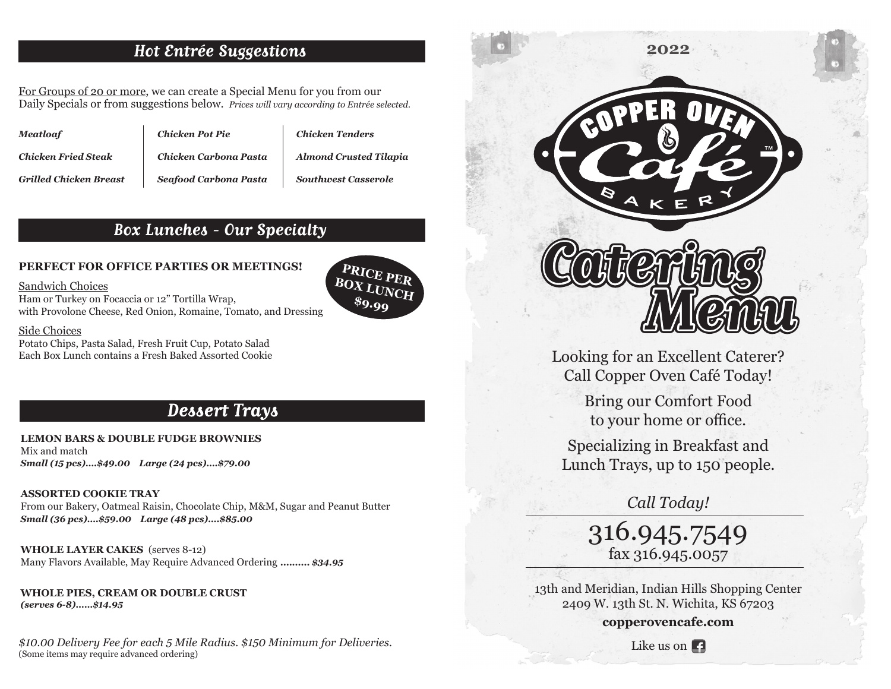## Hot Entrée Suggestions

For Groups of 20 or more, we can create a Special Menu for you from our Daily Specials or from suggestions below. *Prices will vary according to Entrée selected.*

| | | |
|---|---|---|
| ***Meatloaf*** | ***Chicken Pot Pie*** | ***Chicken Tenders*** |
| ***Chicken Fried Steak*** | ***Chicken Carbona Pasta*** | ***Almond Crusted Tilapia*** |
| ***Grilled Chicken Breast*** | ***Seafood Carbona Pasta*** | ***Southwest Casserole*** |

## Box Lunches - Our Specialty

**PERFECT FOR OFFICE PARTIES OR MEETINGS!**

**PRICE PER BOX LUNCH $9.99**

Sandwich Choices
Ham or Turkey on Focaccia or 12" Tortilla Wrap, with Provolone Cheese, Red Onion, Romaine, Tomato, and Dressing

Side Choices
Potato Chips, Pasta Salad, Fresh Fruit Cup, Potato Salad
Each Box Lunch contains a Fresh Baked Assorted Cookie

## Dessert Trays

**LEMON BARS & DOUBLE FUDGE BROWNIES**
Mix and match
***Small (15 pcs)....$49.00 Large (24 pcs)....$79.00***

**ASSORTED COOKIE TRAY**
From our Bakery, Oatmeal Raisin, Chocolate Chip, M&M, Sugar and Peanut Butter
***Small (36 pcs)....$59.00 Large (48 pcs)....$85.00***

**WHOLE LAYER CAKES** (serves 8-12)
Many Flavors Available, May Require Advanced Ordering ***.......... $34.95***

**WHOLE PIES, CREAM OR DOUBLE CRUST**
***(serves 6-8)......$14.95***

*$10.00 Delivery Fee for each 5 Mile Radius. $150 Minimum for Deliveries.*
(Some items may require advanced ordering)

2022

# COPPER OVEN Café BAKERY

# Catering Menu

Looking for an Excellent Caterer?
Call Copper Oven Café Today!

Bring our Comfort Food to your home or office.

Specializing in Breakfast and Lunch Trays, up to 150 people.

*Call Today!*

316.945.7549
fax 316.945.0057

13th and Meridian, Indian Hills Shopping Center
2409 W. 13th St. N. Wichita, KS 67203

**copperovencafe.com**

Like us on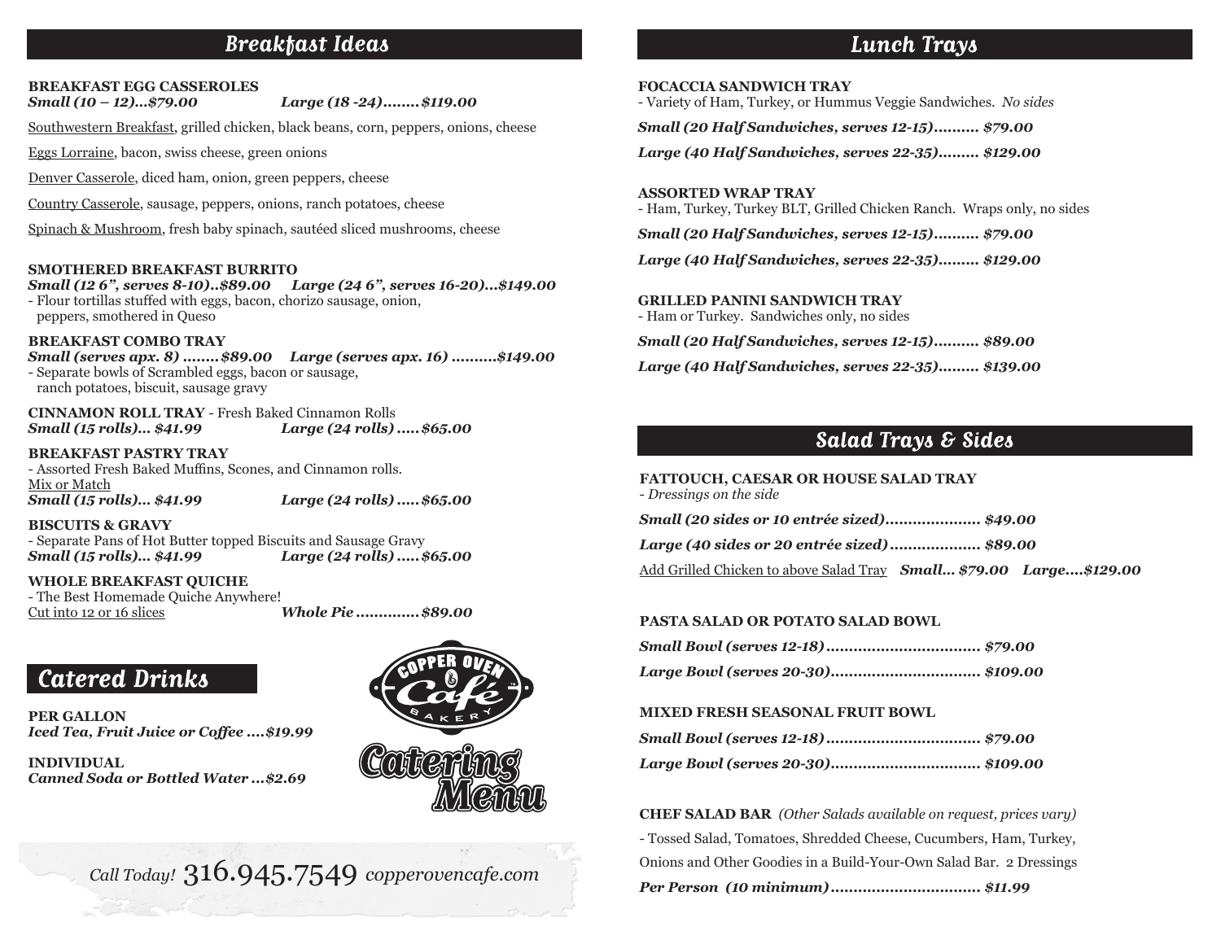## Breakfast Ideas

**BREAKFAST EGG CASSEROLES**
***Small (10 – 12)…$79.00*** ***Large (18 -24)……..$119.00***

Southwestern Breakfast, grilled chicken, black beans, corn, peppers, onions, cheese

Eggs Lorraine, bacon, swiss cheese, green onions

Denver Casserole, diced ham, onion, green peppers, cheese

Country Casserole, sausage, peppers, onions, ranch potatoes, cheese

Spinach & Mushroom, fresh baby spinach, sautéed sliced mushrooms, cheese

**SMOTHERED BREAKFAST BURRITO**
***Small (12 6", serves 8-10)..$89.00*** ***Large (24 6", serves 16-20)…$149.00***
- Flour tortillas stuffed with eggs, bacon, chorizo sausage, onion, peppers, smothered in Queso

**BREAKFAST COMBO TRAY**
***Small (serves apx. 8) ……..$89.00*** ***Large (serves apx. 16) ……….$149.00***
- Separate bowls of Scrambled eggs, bacon or sausage, ranch potatoes, biscuit, sausage gravy

**CINNAMON ROLL TRAY** - Fresh Baked Cinnamon Rolls
***Small (15 rolls)… $41.99*** ***Large (24 rolls) …..$65.00***

**BREAKFAST PASTRY TRAY**
- Assorted Fresh Baked Muffins, Scones, and Cinnamon rolls.
Mix or Match
***Small (15 rolls)… $41.99*** ***Large (24 rolls) …..$65.00***

**BISCUITS & GRAVY**
- Separate Pans of Hot Butter topped Biscuits and Sausage Gravy
***Small (15 rolls)… $41.99*** ***Large (24 rolls) …..$65.00***

**WHOLE BREAKFAST QUICHE**
- The Best Homemade Quiche Anywhere!
Cut into 12 or 16 slices ***Whole Pie ………….$89.00***

## Catered Drinks

**PER GALLON**
***Iced Tea, Fruit Juice or Coffee ….$19.99***

**INDIVIDUAL**
***Canned Soda or Bottled Water …$2.69***

COPPER OVEN Café BAKERY

Catering Menu

*Call Today!* 316.945.7549 *copperovencafe.com*

## Lunch Trays

**FOCACCIA SANDWICH TRAY**
- Variety of Ham, Turkey, or Hummus Veggie Sandwiches. *No sides*

***Small (20 Half Sandwiches, serves 12-15)………. $79.00***

***Large (40 Half Sandwiches, serves 22-35)……… $129.00***

**ASSORTED WRAP TRAY**
- Ham, Turkey, Turkey BLT, Grilled Chicken Ranch. Wraps only, no sides

***Small (20 Half Sandwiches, serves 12-15)………. $79.00***

***Large (40 Half Sandwiches, serves 22-35)……… $129.00***

**GRILLED PANINI SANDWICH TRAY**
- Ham or Turkey. Sandwiches only, no sides

***Small (20 Half Sandwiches, serves 12-15)………. $89.00***

***Large (40 Half Sandwiches, serves 22-35)……… $139.00***

## Salad Trays & Sides

**FATTOUCH, CAESAR OR HOUSE SALAD TRAY**
*- Dressings on the side*

***Small (20 sides or 10 entrée sized)………………… $49.00***

***Large (40 sides or 20 entrée sized)………………. $89.00***

Add Grilled Chicken to above Salad Tray ***Small… $79.00*** ***Large….$129.00***

**PASTA SALAD OR POTATO SALAD BOWL**

***Small Bowl (serves 12-18)…………………………… $79.00***

***Large Bowl (serves 20-30)…………………………… $109.00***

**MIXED FRESH SEASONAL FRUIT BOWL**

***Small Bowl (serves 12-18)…………………………… $79.00***

***Large Bowl (serves 20-30)…………………………… $109.00***

**CHEF SALAD BAR** *(Other Salads available on request, prices vary)*

- Tossed Salad, Tomatoes, Shredded Cheese, Cucumbers, Ham, Turkey, Onions and Other Goodies in a Build-Your-Own Salad Bar. 2 Dressings

***Per Person (10 minimum)…………………………… $11.99***